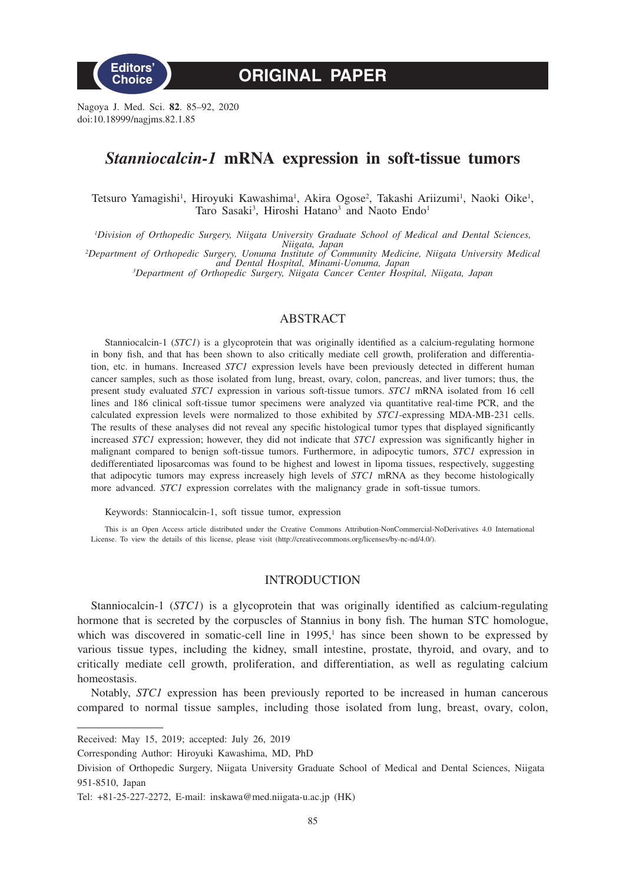Editors' Choice

# ORIGINAL PAPER

Nagoya J. Med. Sci. **82**. 85–92, 2020
doi:10.18999/nagjms.82.1.85

# *Stanniocalcin-1* mRNA expression in soft-tissue tumors

Tetsuro Yamagishi[1], Hiroyuki Kawashima[1], Akira Ogose[2], Takashi Ariizumi[1], Naoki Oike[1], Taro Sasaki[3], Hiroshi Hatano[3] and Naoto Endo[1]

*[1]Division of Orthopedic Surgery, Niigata University Graduate School of Medical and Dental Sciences, Niigata, Japan*
*[2]Department of Orthopedic Surgery, Uonuma Institute of Community Medicine, Niigata University Medical and Dental Hospital, Minami-Uonuma, Japan*
*[3]Department of Orthopedic Surgery, Niigata Cancer Center Hospital, Niigata, Japan*

## ABSTRACT

Stanniocalcin-1 (*STC1*) is a glycoprotein that was originally identified as a calcium-regulating hormone in bony fish, and that has been shown to also critically mediate cell growth, proliferation and differentiation, etc. in humans. Increased *STC1* expression levels have been previously detected in different human cancer samples, such as those isolated from lung, breast, ovary, colon, pancreas, and liver tumors; thus, the present study evaluated *STC1* expression in various soft-tissue tumors. *STC1* mRNA isolated from 16 cell lines and 186 clinical soft-tissue tumor specimens were analyzed via quantitative real-time PCR, and the calculated expression levels were normalized to those exhibited by *STC1*-expressing MDA-MB-231 cells. The results of these analyses did not reveal any specific histological tumor types that displayed significantly increased *STC1* expression; however, they did not indicate that *STC1* expression was significantly higher in malignant compared to benign soft-tissue tumors. Furthermore, in adipocytic tumors, *STC1* expression in dedifferentiated liposarcomas was found to be highest and lowest in lipoma tissues, respectively, suggesting that adipocytic tumors may express increasely high levels of *STC1* mRNA as they become histologically more advanced. *STC1* expression correlates with the malignancy grade in soft-tissue tumors.

Keywords: Stanniocalcin-1, soft tissue tumor, expression

This is an Open Access article distributed under the Creative Commons Attribution-NonCommercial-NoDerivatives 4.0 International License. To view the details of this license, please visit (http://creativecommons.org/licenses/by-nc-nd/4.0/).

## INTRODUCTION

Stanniocalcin-1 (*STC1*) is a glycoprotein that was originally identified as calcium-regulating hormone that is secreted by the corpuscles of Stannius in bony fish. The human STC homologue, which was discovered in somatic-cell line in 1995,[1] has since been shown to be expressed by various tissue types, including the kidney, small intestine, prostate, thyroid, and ovary, and to critically mediate cell growth, proliferation, and differentiation, as well as regulating calcium homeostasis.

Notably, *STC1* expression has been previously reported to be increased in human cancerous compared to normal tissue samples, including those isolated from lung, breast, ovary, colon,

Received: May 15, 2019; accepted: July 26, 2019

Corresponding Author: Hiroyuki Kawashima, MD, PhD

Division of Orthopedic Surgery, Niigata University Graduate School of Medical and Dental Sciences, Niigata 951-8510, Japan

Tel: +81-25-227-2272, E-mail: inskawa@med.niigata-u.ac.jp (HK)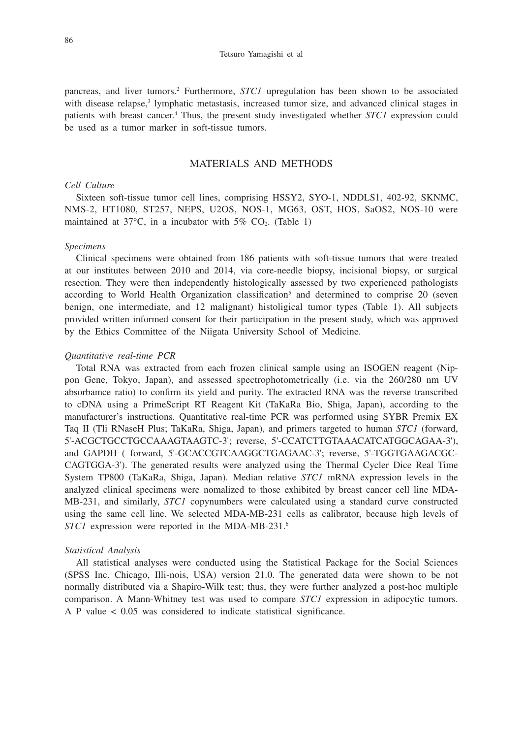pancreas, and liver tumors.[2] Furthermore, *STC1* upregulation has been shown to be associated with disease relapse,[3] lymphatic metastasis, increased tumor size, and advanced clinical stages in patients with breast cancer.[4] Thus, the present study investigated whether *STC1* expression could be used as a tumor marker in soft-tissue tumors.

## MATERIALS AND METHODS

### *Cell Culture*

Sixteen soft-tissue tumor cell lines, comprising HSSY2, SYO-1, NDDLS1, 402-92, SKNMC, NMS-2, HT1080, ST257, NEPS, U2OS, NOS-1, MG63, OST, HOS, SaOS2, NOS-10 were maintained at 37°C, in a incubator with 5% $CO_2$. (Table 1)

### *Specimens*

Clinical specimens were obtained from 186 patients with soft-tissue tumors that were treated at our institutes between 2010 and 2014, via core-needle biopsy, incisional biopsy, or surgical resection. They were then independently histologically assessed by two experienced pathologists according to World Health Organization classification[5] and determined to comprise 20 (seven benign, one intermediate, and 12 malignant) histoligical tumor types (Table 1). All subjects provided written informed consent for their participation in the present study, which was approved by the Ethics Committee of the Niigata University School of Medicine.

### *Quantitative real-time PCR*

Total RNA was extracted from each frozen clinical sample using an ISOGEN reagent (Nippon Gene, Tokyo, Japan), and assessed spectrophotometrically (i.e. via the 260/280 nm UV absorbamce ratio) to confirm its yield and purity. The extracted RNA was the reverse transcribed to cDNA using a PrimeScript RT Reagent Kit (TaKaRa Bio, Shiga, Japan), according to the manufacturer's instructions. Quantitative real-time PCR was performed using SYBR Premix EX Taq II (Tli RNaseH Plus; TaKaRa, Shiga, Japan), and primers targeted to human *STC1* (forward, 5'-ACGCTGCCTGCCAAAGTAAGTC-3'; reverse, 5'-CCATCTTGTAAACATCATGGCAGAA-3'), and GAPDH ( forward, 5'-GCACCGTCAAGGCTGAGAAC-3'; reverse, 5'-TGGTGAAGACGCCAGTGGA-3'). The generated results were analyzed using the Thermal Cycler Dice Real Time System TP800 (TaKaRa, Shiga, Japan). Median relative *STC1* mRNA expression levels in the analyzed clinical specimens were nomalized to those exhibited by breast cancer cell line MDA-MB-231, and similarly, *STC1* copynumbers were calculated using a standard curve constructed using the same cell line. We selected MDA-MB-231 cells as calibrator, because high levels of *STC1* expression were reported in the MDA-MB-231.[6]

### *Statistical Analysis*

All statistical analyses were conducted using the Statistical Package for the Social Sciences (SPSS Inc. Chicago, Illi-nois, USA) version 21.0. The generated data were shown to be not normally distributed via a Shapiro-Wilk test; thus, they were further analyzed a post-hoc multiple comparison. A Mann-Whitney test was used to compare *STC1* expression in adipocytic tumors. A P value $< 0.05$ was considered to indicate statistical significance.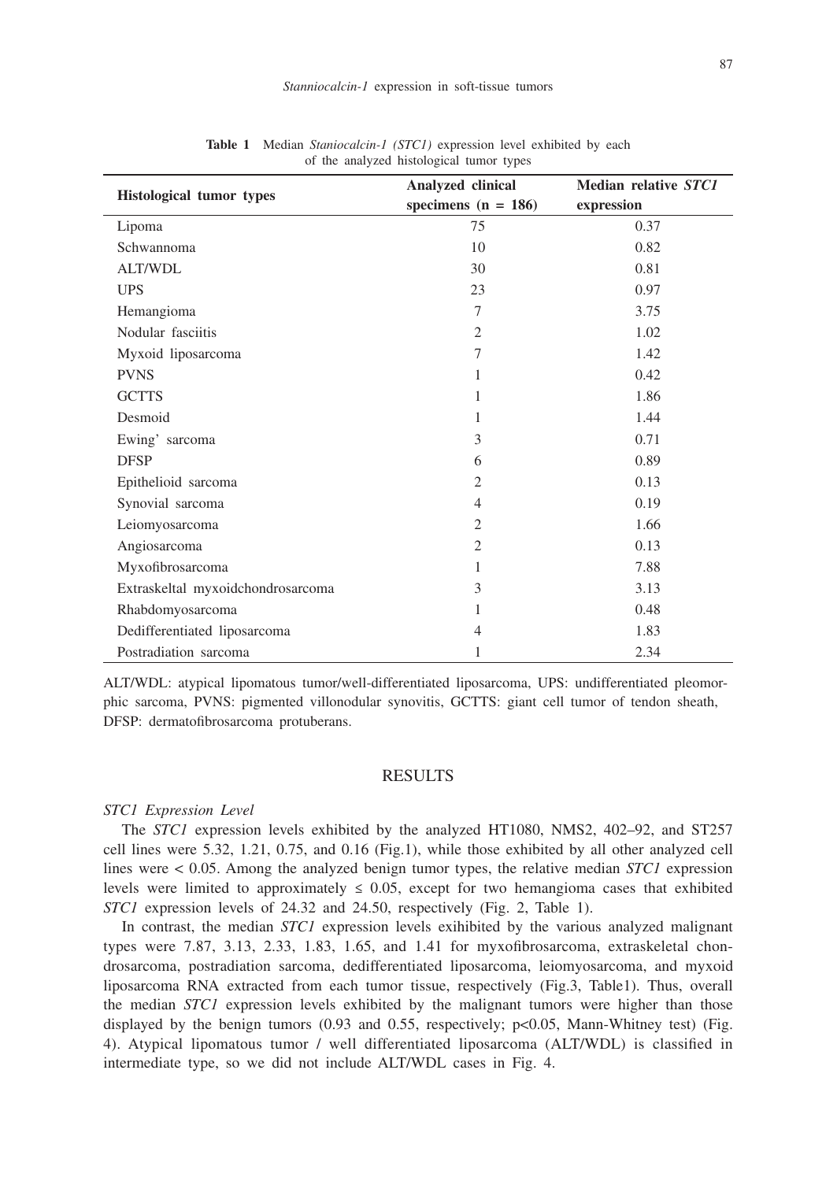**Table 1** Median *Staniocalcin-1 (STC1)* expression level exhibited by each of the analyzed histological tumor types

| Histological tumor types | Analyzed clinical specimens (n = 186) | Median relative *STC1* expression |
|---|---|---|
| Lipoma | 75 | 0.37 |
| Schwannoma | 10 | 0.82 |
| ALT/WDL | 30 | 0.81 |
| UPS | 23 | 0.97 |
| Hemangioma | 7 | 3.75 |
| Nodular fasciitis | 2 | 1.02 |
| Myxoid liposarcoma | 7 | 1.42 |
| PVNS | 1 | 0.42 |
| GCTTS | 1 | 1.86 |
| Desmoid | 1 | 1.44 |
| Ewing' sarcoma | 3 | 0.71 |
| DFSP | 6 | 0.89 |
| Epithelioid sarcoma | 2 | 0.13 |
| Synovial sarcoma | 4 | 0.19 |
| Leiomyosarcoma | 2 | 1.66 |
| Angiosarcoma | 2 | 0.13 |
| Myxofibrosarcoma | 1 | 7.88 |
| Extraskeltal myxoidchondrosarcoma | 3 | 3.13 |
| Rhabdomyosarcoma | 1 | 0.48 |
| Dedifferentiated liposarcoma | 4 | 1.83 |
| Postradiation sarcoma | 1 | 2.34 |

ALT/WDL: atypical lipomatous tumor/well-differentiated liposarcoma, UPS: undifferentiated pleomorphic sarcoma, PVNS: pigmented villonodular synovitis, GCTTS: giant cell tumor of tendon sheath, DFSP: dermatofibrosarcoma protuberans.

## RESULTS

### *STC1 Expression Level*

The *STC1* expression levels exhibited by the analyzed HT1080, NMS2, 402–92, and ST257 cell lines were 5.32, 1.21, 0.75, and 0.16 (Fig.1), while those exhibited by all other analyzed cell lines were < 0.05. Among the analyzed benign tumor types, the relative median *STC1* expression levels were limited to approximately ≤ 0.05, except for two hemangioma cases that exhibited *STC1* expression levels of 24.32 and 24.50, respectively (Fig. 2, Table 1).

In contrast, the median *STC1* expression levels exihibited by the various analyzed malignant types were 7.87, 3.13, 2.33, 1.83, 1.65, and 1.41 for myxofibrosarcoma, extraskeletal chondrosarcoma, postradiation sarcoma, dedifferentiated liposarcoma, leiomyosarcoma, and myxoid liposarcoma RNA extracted from each tumor tissue, respectively (Fig.3, Table1). Thus, overall the median *STC1* expression levels exhibited by the malignant tumors were higher than those displayed by the benign tumors (0.93 and 0.55, respectively; $p<0.05$, Mann-Whitney test) (Fig. 4). Atypical lipomatous tumor / well differentiated liposarcoma (ALT/WDL) is classified in intermediate type, so we did not include ALT/WDL cases in Fig. 4.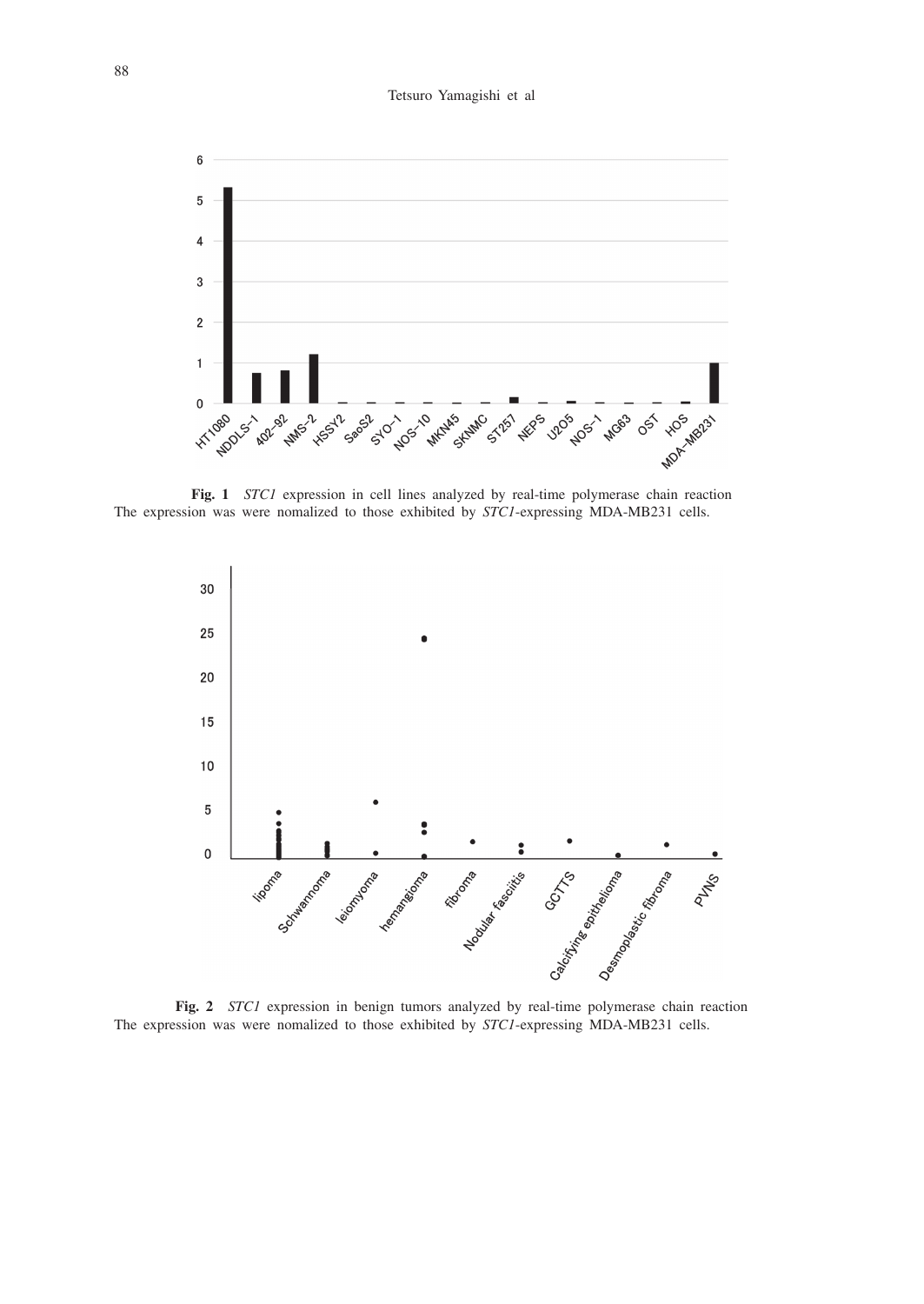**Fig. 1** *STC1* expression in cell lines analyzed by real-time polymerase chain reaction
The expression was were nomalized to those exhibited by *STC1*-expressing MDA-MB231 cells.

**Fig. 2** *STC1* expression in benign tumors analyzed by real-time polymerase chain reaction
The expression was were nomalized to those exhibited by *STC1*-expressing MDA-MB231 cells.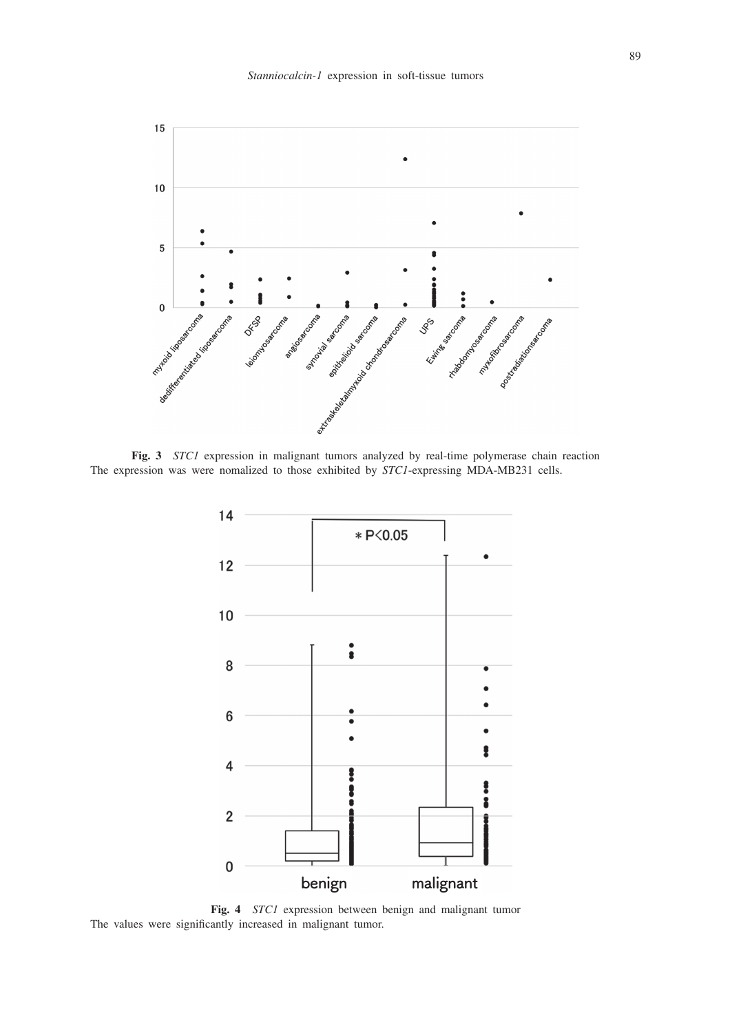**Fig. 3** *STC1* expression in malignant tumors analyzed by real-time polymerase chain reaction
The expression was were nomalized to those exhibited by *STC1*-expressing MDA-MB231 cells.

**Fig. 4** *STC1* expression between benign and malignant tumor
The values were significantly increased in malignant tumor.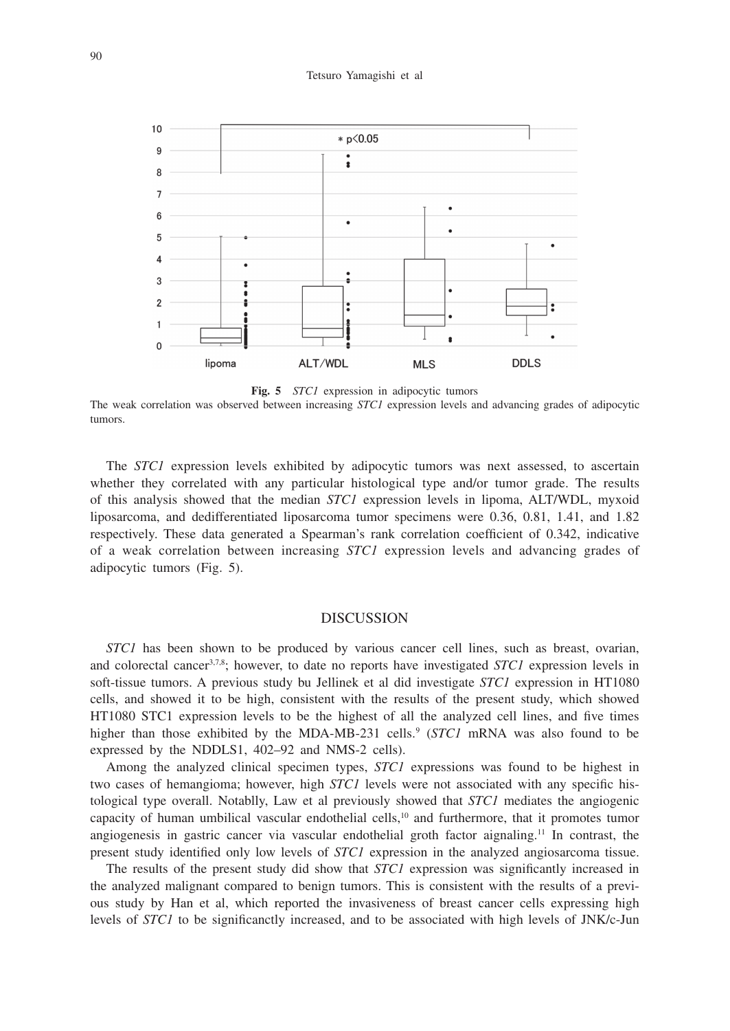**Fig. 5** *STC1* expression in adipocytic tumors

The weak correlation was observed between increasing *STC1* expression levels and advancing grades of adipocytic tumors.

The *STC1* expression levels exhibited by adipocytic tumors was next assessed, to ascertain whether they correlated with any particular histological type and/or tumor grade. The results of this analysis showed that the median *STC1* expression levels in lipoma, ALT/WDL, myxoid liposarcoma, and dedifferentiated liposarcoma tumor specimens were 0.36, 0.81, 1.41, and 1.82 respectively. These data generated a Spearman's rank correlation coefficient of 0.342, indicative of a weak correlation between increasing *STC1* expression levels and advancing grades of adipocytic tumors (Fig. 5).

## DISCUSSION

*STC1* has been shown to be produced by various cancer cell lines, such as breast, ovarian, and colorectal cancer[3,7,8]; however, to date no reports have investigated *STC1* expression levels in soft-tissue tumors. A previous study bu Jellinek et al did investigate *STC1* expression in HT1080 cells, and showed it to be high, consistent with the results of the present study, which showed HT1080 STC1 expression levels to be the highest of all the analyzed cell lines, and five times higher than those exhibited by the MDA-MB-231 cells.[9] (*STC1* mRNA was also found to be expressed by the NDDLS1, 402–92 and NMS-2 cells).

Among the analyzed clinical specimen types, *STC1* expressions was found to be highest in two cases of hemangioma; however, high *STC1* levels were not associated with any specific histological type overall. Notablly, Law et al previously showed that *STC1* mediates the angiogenic capacity of human umbilical vascular endothelial cells,[10] and furthermore, that it promotes tumor angiogenesis in gastric cancer via vascular endothelial groth factor aignaling.[11] In contrast, the present study identified only low levels of *STC1* expression in the analyzed angiosarcoma tissue.

The results of the present study did show that *STC1* expression was significantly increased in the analyzed malignant compared to benign tumors. This is consistent with the results of a previous study by Han et al, which reported the invasiveness of breast cancer cells expressing high levels of *STC1* to be significanctly increased, and to be associated with high levels of JNK/c-Jun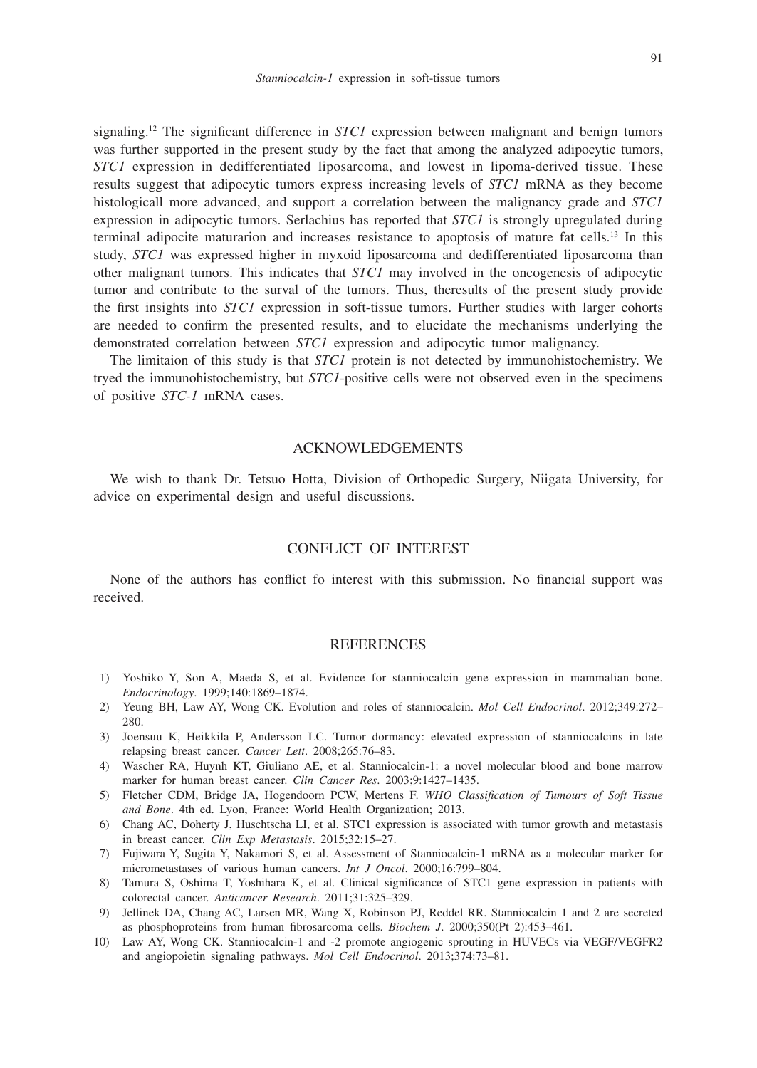signaling.[12] The significant difference in *STC1* expression between malignant and benign tumors was further supported in the present study by the fact that among the analyzed adipocytic tumors, *STC1* expression in dedifferentiated liposarcoma, and lowest in lipoma-derived tissue. These results suggest that adipocytic tumors express increasing levels of *STC1* mRNA as they become histologicall more advanced, and support a correlation between the malignancy grade and *STC1* expression in adipocytic tumors. Serlachius has reported that *STC1* is strongly upregulated during terminal adipocite maturarion and increases resistance to apoptosis of mature fat cells.[13] In this study, *STC1* was expressed higher in myxoid liposarcoma and dedifferentiated liposarcoma than other malignant tumors. This indicates that *STC1* may involved in the oncogenesis of adipocytic tumor and contribute to the surval of the tumors. Thus, theresults of the present study provide the first insights into *STC1* expression in soft-tissue tumors. Further studies with larger cohorts are needed to confirm the presented results, and to elucidate the mechanisms underlying the demonstrated correlation between *STC1* expression and adipocytic tumor malignancy.

The limitaion of this study is that *STC1* protein is not detected by immunohistochemistry. We tryed the immunohistochemistry, but *STC1*-positive cells were not observed even in the specimens of positive *STC-1* mRNA cases.

## ACKNOWLEDGEMENTS

We wish to thank Dr. Tetsuo Hotta, Division of Orthopedic Surgery, Niigata University, for advice on experimental design and useful discussions.

## CONFLICT OF INTEREST

None of the authors has conflict fo interest with this submission. No financial support was received.

## REFERENCES

1) Yoshiko Y, Son A, Maeda S, et al. Evidence for stanniocalcin gene expression in mammalian bone. *Endocrinology*. 1999;140:1869–1874.
2) Yeung BH, Law AY, Wong CK. Evolution and roles of stanniocalcin. *Mol Cell Endocrinol*. 2012;349:272–280.
3) Joensuu K, Heikkila P, Andersson LC. Tumor dormancy: elevated expression of stanniocalcins in late relapsing breast cancer. *Cancer Lett*. 2008;265:76–83.
4) Wascher RA, Huynh KT, Giuliano AE, et al. Stanniocalcin-1: a novel molecular blood and bone marrow marker for human breast cancer. *Clin Cancer Res*. 2003;9:1427–1435.
5) Fletcher CDM, Bridge JA, Hogendoorn PCW, Mertens F. *WHO Classification of Tumours of Soft Tissue and Bone*. 4th ed. Lyon, France: World Health Organization; 2013.
6) Chang AC, Doherty J, Huschtscha LI, et al. STC1 expression is associated with tumor growth and metastasis in breast cancer. *Clin Exp Metastasis*. 2015;32:15–27.
7) Fujiwara Y, Sugita Y, Nakamori S, et al. Assessment of Stanniocalcin-1 mRNA as a molecular marker for micrometastases of various human cancers. *Int J Oncol*. 2000;16:799–804.
8) Tamura S, Oshima T, Yoshihara K, et al. Clinical significance of STC1 gene expression in patients with colorectal cancer. *Anticancer Research*. 2011;31:325–329.
9) Jellinek DA, Chang AC, Larsen MR, Wang X, Robinson PJ, Reddel RR. Stanniocalcin 1 and 2 are secreted as phosphoproteins from human fibrosarcoma cells. *Biochem J*. 2000;350(Pt 2):453–461.
10) Law AY, Wong CK. Stanniocalcin-1 and -2 promote angiogenic sprouting in HUVECs via VEGF/VEGFR2 and angiopoietin signaling pathways. *Mol Cell Endocrinol*. 2013;374:73–81.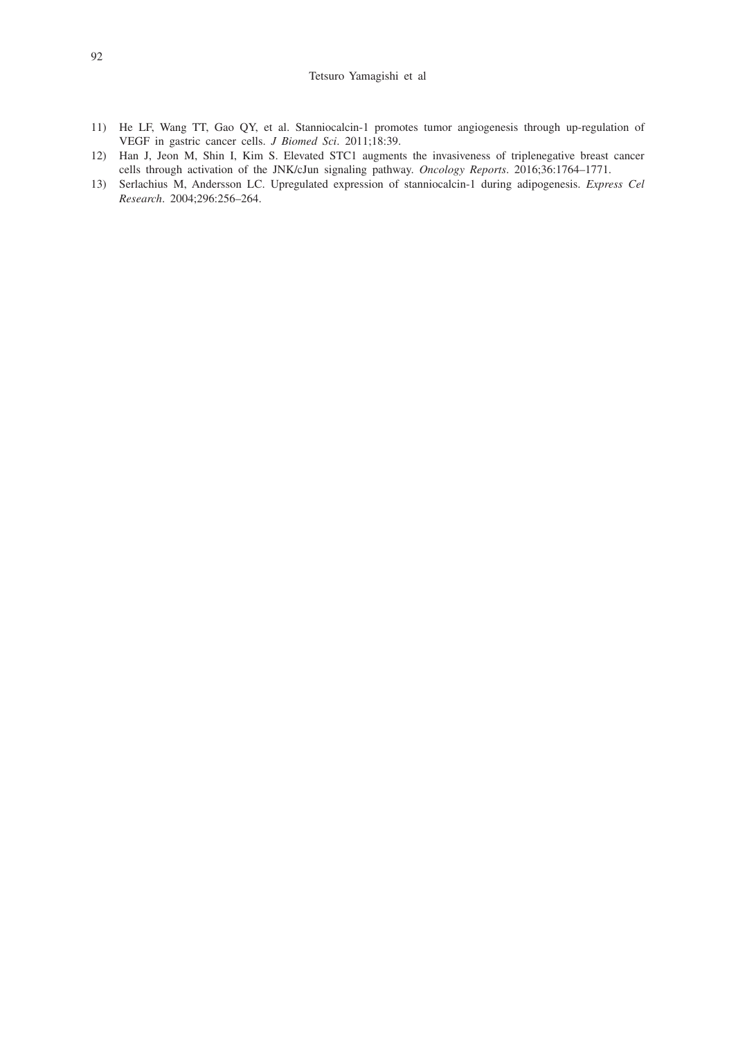11) He LF, Wang TT, Gao QY, et al. Stanniocalcin-1 promotes tumor angiogenesis through up-regulation of VEGF in gastric cancer cells. *J Biomed Sci*. 2011;18:39.
12) Han J, Jeon M, Shin I, Kim S. Elevated STC1 augments the invasiveness of triplenegative breast cancer cells through activation of the JNK/cJun signaling pathway. *Oncology Reports*. 2016;36:1764–1771.
13) Serlachius M, Andersson LC. Upregulated expression of stanniocalcin-1 during adipogenesis. *Express Cel Research*. 2004;296:256–264.